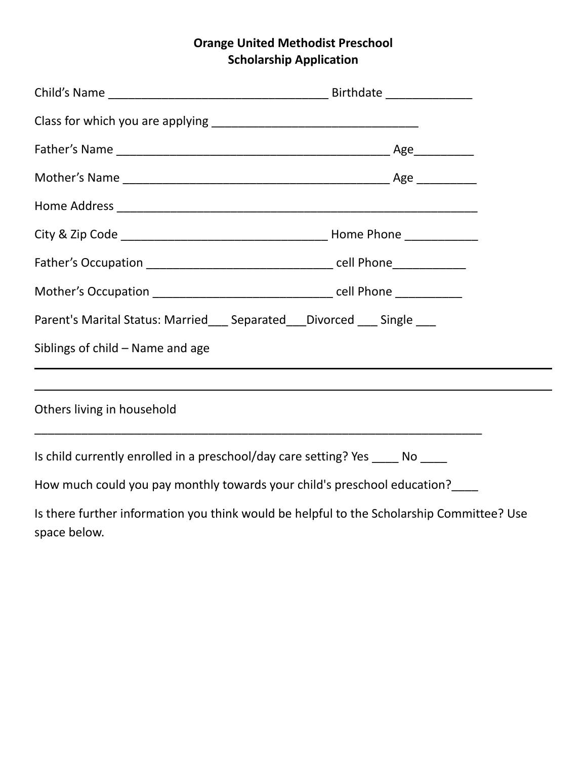**Orange United Methodist Preschool**
**Scholarship Application**

Child's Name _________________________________ Birthdate _____________

Class for which you are applying _______________________________

Father's Name __________________________________________ Age_________

Mother's Name ________________________________________ Age _________

Home Address _________________________________________________________

City & Zip Code _______________________________ Home Phone ___________

Father's Occupation _____________________________ cell Phone___________

Mother's Occupation ___________________________ cell Phone __________

Parent's Marital Status: Married___ Separated___Divorced ___ Single ___

Siblings of child – Name and age

_____________________________________________________________________________

_____________________________________________________________________________

Others living in household

_____________________________________________________________________

Is child currently enrolled in a preschool/day care setting? Yes ____ No ____

How much could you pay monthly towards your child's preschool education?____

Is there further information you think would be helpful to the Scholarship Committee? Use space below.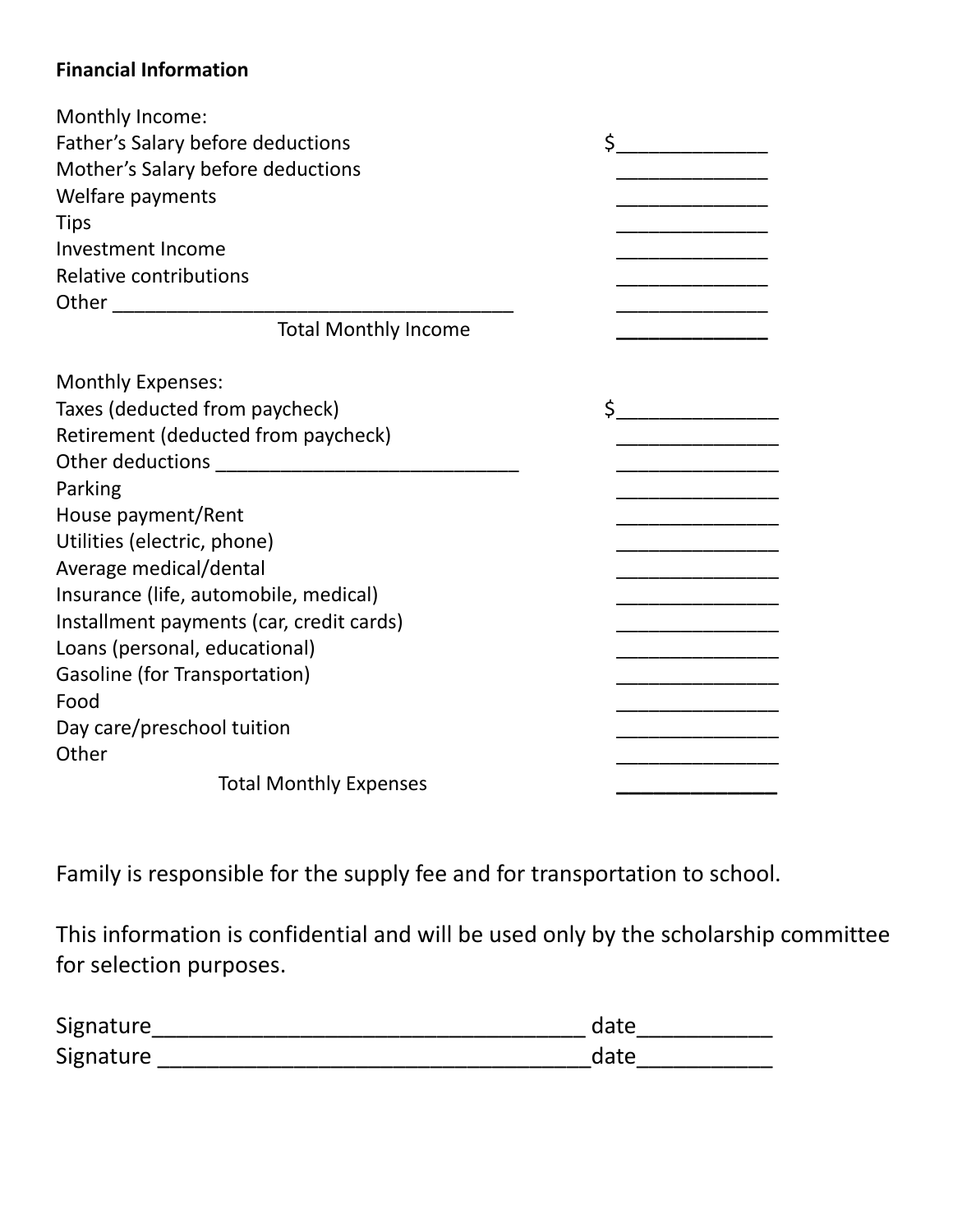**Financial Information**

| | |
|---|---|
| Monthly Income: | |
| Father's Salary before deductions | $______________ |
| Mother's Salary before deductions | ______________ |
| Welfare payments | ______________ |
| Tips | ______________ |
| Investment Income | ______________ |
| Relative contributions | ______________ |
| Other ______________________________________ | ______________ |
| Total Monthly Income | ______________ |

| | |
|---|---|
| Monthly Expenses: | |
| Taxes (deducted from paycheck) | $_______________ |
| Retirement (deducted from paycheck) | _______________ |
| Other deductions ____________________________ | _______________ |
| Parking | _______________ |
| House payment/Rent | _______________ |
| Utilities (electric, phone) | _______________ |
| Average medical/dental | _______________ |
| Insurance (life, automobile, medical) | _______________ |
| Installment payments (car, credit cards) | _______________ |
| Loans (personal, educational) | _______________ |
| Gasoline (for Transportation) | _______________ |
| Food | _______________ |
| Day care/preschool tuition | _______________ |
| Other | _______________ |
| Total Monthly Expenses | _______________ |

Family is responsible for the supply fee and for transportation to school.

This information is confidential and will be used only by the scholarship committee for selection purposes.

Signature____________________________________ date___________

Signature ____________________________________date___________